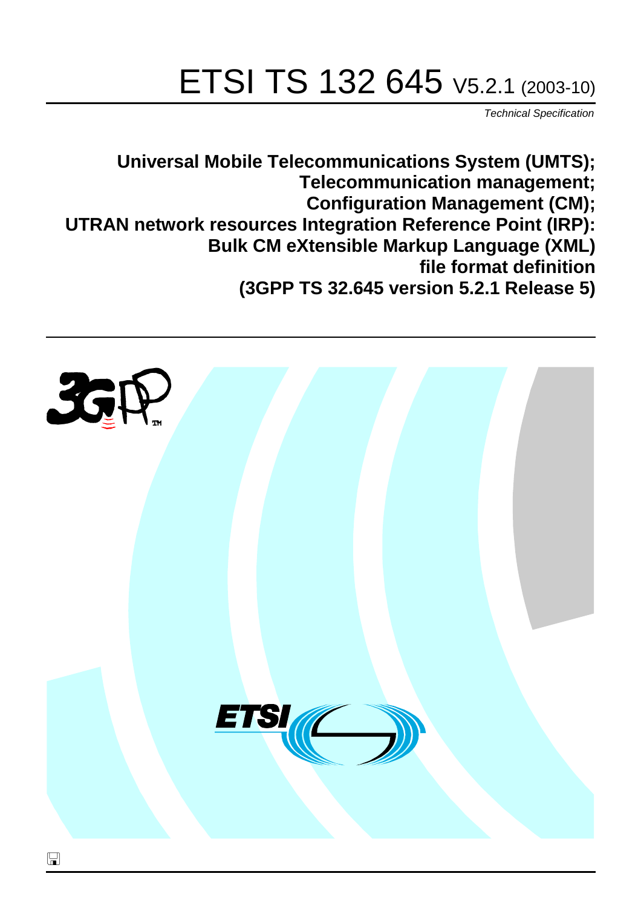# ETSI TS 132 645 V5.2.1 (2003-10)

*Technical Specification*

**Universal Mobile Telecommunications System (UMTS);**
**Telecommunication management;**
**Configuration Management (CM);**
**UTRAN network resources Integration Reference Point (IRP):**
**Bulk CM eXtensible Markup Language (XML)**
**file format definition**
**(3GPP TS 32.645 version 5.2.1 Release 5)**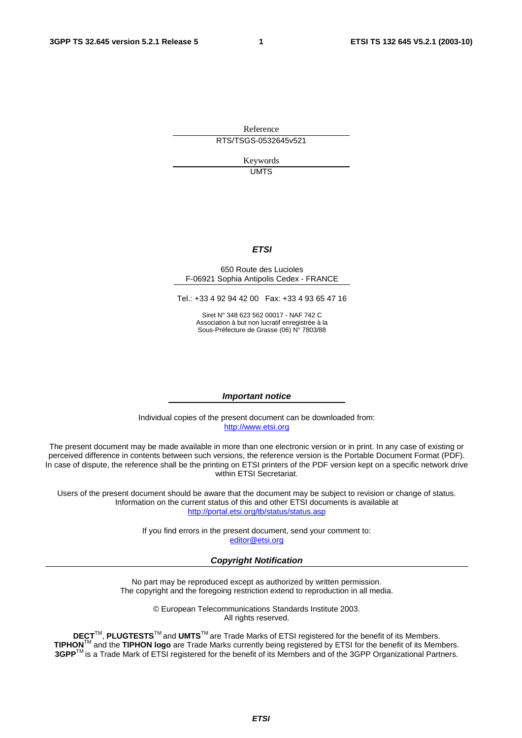Reference

RTS/TSGS-0532645v521

Keywords

UMTS

***ETSI***

650 Route des Lucioles
F-06921 Sophia Antipolis Cedex - FRANCE

Tel.: +33 4 92 94 42 00 Fax: +33 4 93 65 47 16

Siret N° 348 623 562 00017 - NAF 742 C
Association à but non lucratif enregistrée à la
Sous-Préfecture de Grasse (06) N° 7803/88

***Important notice***

Individual copies of the present document can be downloaded from:
http://www.etsi.org

The present document may be made available in more than one electronic version or in print. In any case of existing or perceived difference in contents between such versions, the reference version is the Portable Document Format (PDF). In case of dispute, the reference shall be the printing on ETSI printers of the PDF version kept on a specific network drive within ETSI Secretariat.

Users of the present document should be aware that the document may be subject to revision or change of status. Information on the current status of this and other ETSI documents is available at
http://portal.etsi.org/tb/status/status.asp

If you find errors in the present document, send your comment to:
editor@etsi.org

***Copyright Notification***

No part may be reproduced except as authorized by written permission.
The copyright and the foregoing restriction extend to reproduction in all media.

© European Telecommunications Standards Institute 2003.
All rights reserved.

**DECT**TM, **PLUGTESTS**TM and **UMTS**TM are Trade Marks of ETSI registered for the benefit of its Members.
**TIPHON**TM and the **TIPHON logo** are Trade Marks currently being registered by ETSI for the benefit of its Members.
**3GPP**TM is a Trade Mark of ETSI registered for the benefit of its Members and of the 3GPP Organizational Partners.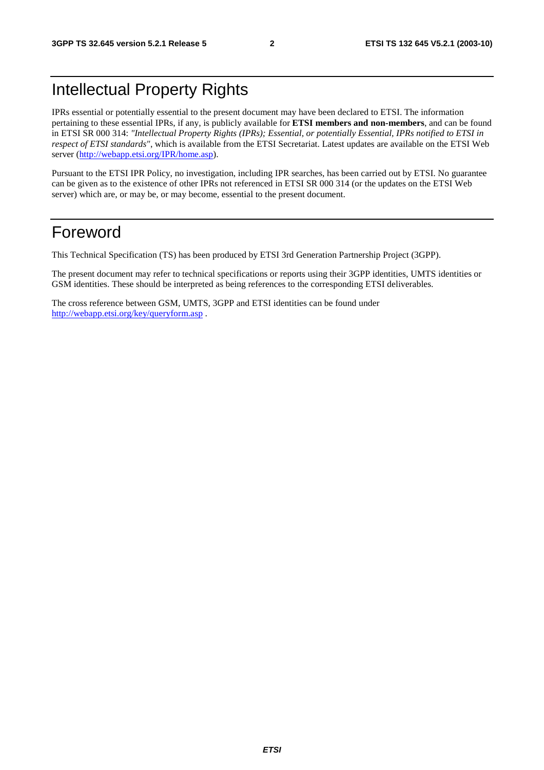# Intellectual Property Rights

IPRs essential or potentially essential to the present document may have been declared to ETSI. The information pertaining to these essential IPRs, if any, is publicly available for **ETSI members and non-members**, and can be found in ETSI SR 000 314: *"Intellectual Property Rights (IPRs); Essential, or potentially Essential, IPRs notified to ETSI in respect of ETSI standards"*, which is available from the ETSI Secretariat. Latest updates are available on the ETSI Web server (http://webapp.etsi.org/IPR/home.asp).

Pursuant to the ETSI IPR Policy, no investigation, including IPR searches, has been carried out by ETSI. No guarantee can be given as to the existence of other IPRs not referenced in ETSI SR 000 314 (or the updates on the ETSI Web server) which are, or may be, or may become, essential to the present document.

# Foreword

This Technical Specification (TS) has been produced by ETSI 3rd Generation Partnership Project (3GPP).

The present document may refer to technical specifications or reports using their 3GPP identities, UMTS identities or GSM identities. These should be interpreted as being references to the corresponding ETSI deliverables.

The cross reference between GSM, UMTS, 3GPP and ETSI identities can be found under http://webapp.etsi.org/key/queryform.asp .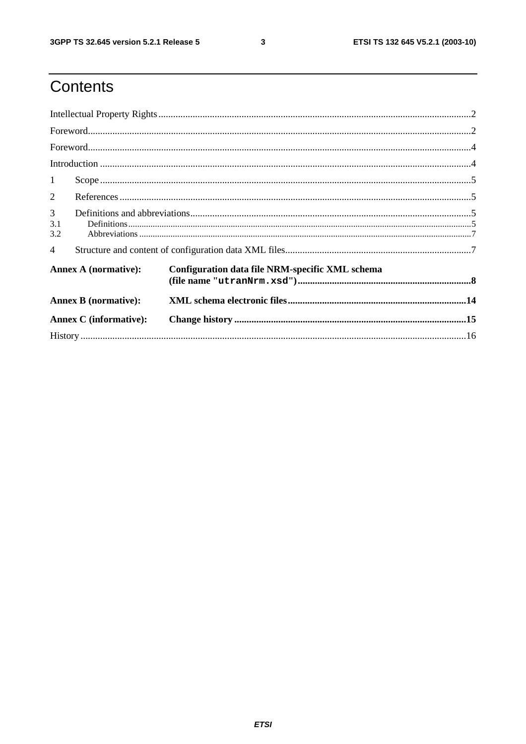# Contents

Intellectual Property Rights ........................................................................................................................................2

Foreword.....................................................................................................................................................................2

Foreword.....................................................................................................................................................................4

Introduction ................................................................................................................................................................4

1 Scope .......................................................................................................................................................................5

2 References ...............................................................................................................................................................5

3 Definitions and abbreviations..................................................................................................................................5

3.1 Definitions ............................................................................................................................................................5

3.2 Abbreviations .......................................................................................................................................................7

4 Structure and content of configuration data XML files...........................................................................................7

**Annex A (normative): Configuration data file NRM-specific XML schema (file name "`utranNrm.xsd`")......................................................................8**

**Annex B (normative): XML schema electronic files........................................................................14**

**Annex C (informative): Change history .............................................................................................15**

History ........................................................................................................................................................................16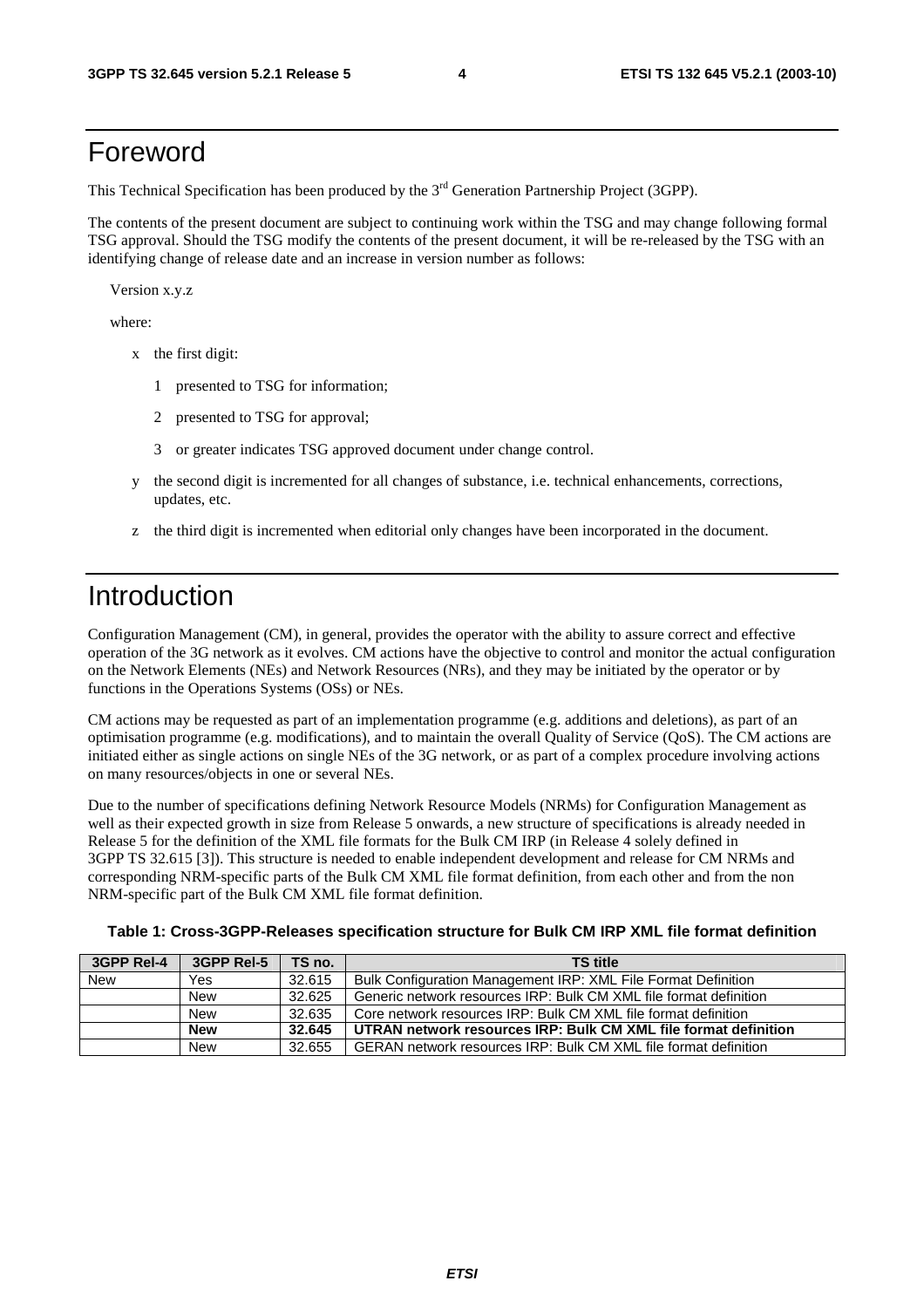# Foreword

This Technical Specification has been produced by the 3rd Generation Partnership Project (3GPP).

The contents of the present document are subject to continuing work within the TSG and may change following formal TSG approval. Should the TSG modify the contents of the present document, it will be re-released by the TSG with an identifying change of release date and an increase in version number as follows:

Version x.y.z

where:

x the first digit:

1 presented to TSG for information;

2 presented to TSG for approval;

3 or greater indicates TSG approved document under change control.

y the second digit is incremented for all changes of substance, i.e. technical enhancements, corrections, updates, etc.

z the third digit is incremented when editorial only changes have been incorporated in the document.

# Introduction

Configuration Management (CM), in general, provides the operator with the ability to assure correct and effective operation of the 3G network as it evolves. CM actions have the objective to control and monitor the actual configuration on the Network Elements (NEs) and Network Resources (NRs), and they may be initiated by the operator or by functions in the Operations Systems (OSs) or NEs.

CM actions may be requested as part of an implementation programme (e.g. additions and deletions), as part of an optimisation programme (e.g. modifications), and to maintain the overall Quality of Service (QoS). The CM actions are initiated either as single actions on single NEs of the 3G network, or as part of a complex procedure involving actions on many resources/objects in one or several NEs.

Due to the number of specifications defining Network Resource Models (NRMs) for Configuration Management as well as their expected growth in size from Release 5 onwards, a new structure of specifications is already needed in Release 5 for the definition of the XML file formats for the Bulk CM IRP (in Release 4 solely defined in 3GPP TS 32.615 [3]). This structure is needed to enable independent development and release for CM NRMs and corresponding NRM-specific parts of the Bulk CM XML file format definition, from each other and from the non NRM-specific part of the Bulk CM XML file format definition.

**Table 1: Cross-3GPP-Releases specification structure for Bulk CM IRP XML file format definition**

| 3GPP Rel-4 | 3GPP Rel-5 | TS no. | TS title |
|---|---|---|---|
| New | Yes | 32.615 | Bulk Configuration Management IRP: XML File Format Definition |
| | New | 32.625 | Generic network resources IRP: Bulk CM XML file format definition |
| | New | 32.635 | Core network resources IRP: Bulk CM XML file format definition |
| | **New** | **32.645** | **UTRAN network resources IRP: Bulk CM XML file format definition** |
| | New | 32.655 | GERAN network resources IRP: Bulk CM XML file format definition |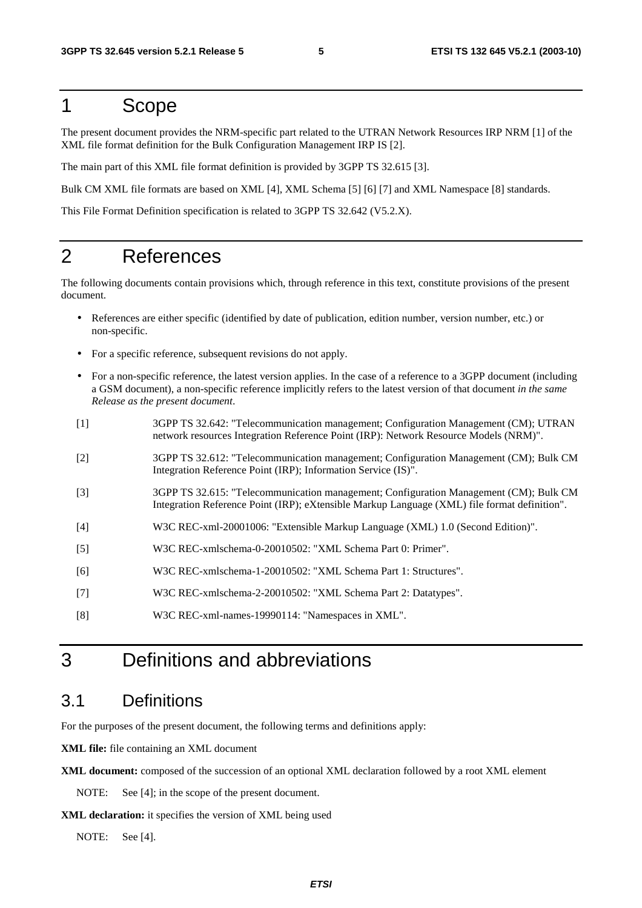# 1 Scope

The present document provides the NRM-specific part related to the UTRAN Network Resources IRP NRM [1] of the XML file format definition for the Bulk Configuration Management IRP IS [2].

The main part of this XML file format definition is provided by 3GPP TS 32.615 [3].

Bulk CM XML file formats are based on XML [4], XML Schema [5] [6] [7] and XML Namespace [8] standards.

This File Format Definition specification is related to 3GPP TS 32.642 (V5.2.X).

# 2 References

The following documents contain provisions which, through reference in this text, constitute provisions of the present document.

- References are either specific (identified by date of publication, edition number, version number, etc.) or non-specific.
- For a specific reference, subsequent revisions do not apply.
- For a non-specific reference, the latest version applies. In the case of a reference to a 3GPP document (including a GSM document), a non-specific reference implicitly refers to the latest version of that document *in the same Release as the present document*.

[1] 3GPP TS 32.642: "Telecommunication management; Configuration Management (CM); UTRAN network resources Integration Reference Point (IRP): Network Resource Models (NRM)".

[2] 3GPP TS 32.612: "Telecommunication management; Configuration Management (CM); Bulk CM Integration Reference Point (IRP); Information Service (IS)".

[3] 3GPP TS 32.615: "Telecommunication management; Configuration Management (CM); Bulk CM Integration Reference Point (IRP); eXtensible Markup Language (XML) file format definition".

[4] W3C REC-xml-20001006: "Extensible Markup Language (XML) 1.0 (Second Edition)".

[5] W3C REC-xmlschema-0-20010502: "XML Schema Part 0: Primer".

[6] W3C REC-xmlschema-1-20010502: "XML Schema Part 1: Structures".

[7] W3C REC-xmlschema-2-20010502: "XML Schema Part 2: Datatypes".

[8] W3C REC-xml-names-19990114: "Namespaces in XML".

# 3 Definitions and abbreviations

## 3.1 Definitions

For the purposes of the present document, the following terms and definitions apply:

**XML file:** file containing an XML document

**XML document:** composed of the succession of an optional XML declaration followed by a root XML element

NOTE: See [4]; in the scope of the present document.

**XML declaration:** it specifies the version of XML being used

NOTE: See [4].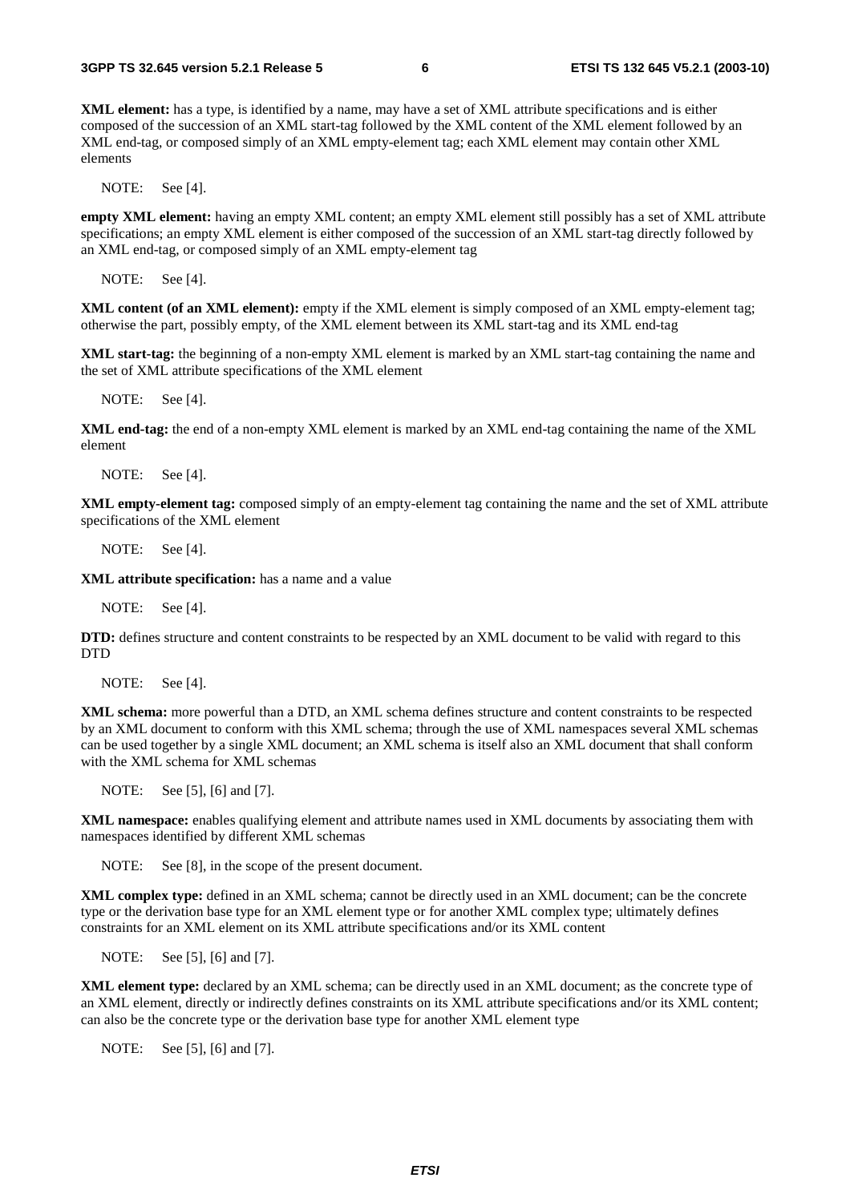**XML element:** has a type, is identified by a name, may have a set of XML attribute specifications and is either composed of the succession of an XML start-tag followed by the XML content of the XML element followed by an XML end-tag, or composed simply of an XML empty-element tag; each XML element may contain other XML elements

NOTE: See [4].

**empty XML element:** having an empty XML content; an empty XML element still possibly has a set of XML attribute specifications; an empty XML element is either composed of the succession of an XML start-tag directly followed by an XML end-tag, or composed simply of an XML empty-element tag

NOTE: See [4].

**XML content (of an XML element):** empty if the XML element is simply composed of an XML empty-element tag; otherwise the part, possibly empty, of the XML element between its XML start-tag and its XML end-tag

**XML start-tag:** the beginning of a non-empty XML element is marked by an XML start-tag containing the name and the set of XML attribute specifications of the XML element

NOTE: See [4].

**XML end-tag:** the end of a non-empty XML element is marked by an XML end-tag containing the name of the XML element

NOTE: See [4].

**XML empty-element tag:** composed simply of an empty-element tag containing the name and the set of XML attribute specifications of the XML element

NOTE: See [4].

**XML attribute specification:** has a name and a value

NOTE: See [4].

**DTD:** defines structure and content constraints to be respected by an XML document to be valid with regard to this DTD

NOTE: See [4].

**XML schema:** more powerful than a DTD, an XML schema defines structure and content constraints to be respected by an XML document to conform with this XML schema; through the use of XML namespaces several XML schemas can be used together by a single XML document; an XML schema is itself also an XML document that shall conform with the XML schema for XML schemas

NOTE: See [5], [6] and [7].

**XML namespace:** enables qualifying element and attribute names used in XML documents by associating them with namespaces identified by different XML schemas

NOTE: See [8], in the scope of the present document.

**XML complex type:** defined in an XML schema; cannot be directly used in an XML document; can be the concrete type or the derivation base type for an XML element type or for another XML complex type; ultimately defines constraints for an XML element on its XML attribute specifications and/or its XML content

NOTE: See [5], [6] and [7].

**XML element type:** declared by an XML schema; can be directly used in an XML document; as the concrete type of an XML element, directly or indirectly defines constraints on its XML attribute specifications and/or its XML content; can also be the concrete type or the derivation base type for another XML element type

NOTE: See [5], [6] and [7].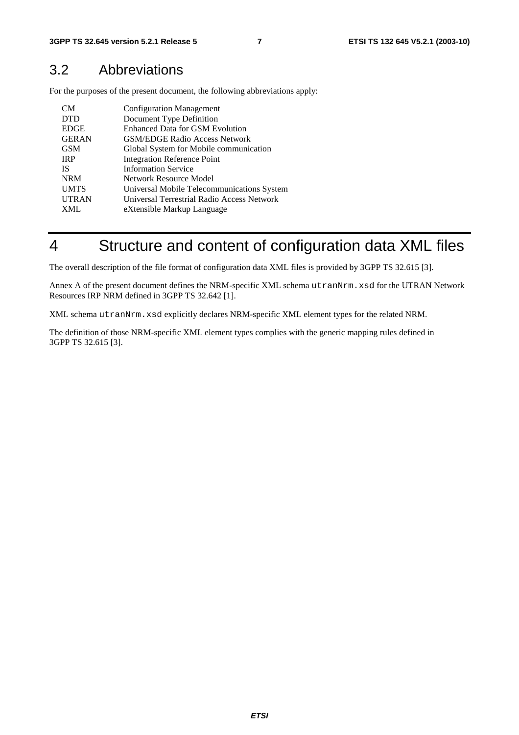## 3.2 Abbreviations

For the purposes of the present document, the following abbreviations apply:

| | |
|---|---|
| CM | Configuration Management |
| DTD | Document Type Definition |
| EDGE | Enhanced Data for GSM Evolution |
| GERAN | GSM/EDGE Radio Access Network |
| GSM | Global System for Mobile communication |
| IRP | Integration Reference Point |
| IS | Information Service |
| NRM | Network Resource Model |
| UMTS | Universal Mobile Telecommunications System |
| UTRAN | Universal Terrestrial Radio Access Network |
| XML | eXtensible Markup Language |

# 4 Structure and content of configuration data XML files

The overall description of the file format of configuration data XML files is provided by 3GPP TS 32.615 [3].

Annex A of the present document defines the NRM-specific XML schema `utranNrm.xsd` for the UTRAN Network Resources IRP NRM defined in 3GPP TS 32.642 [1].

XML schema `utranNrm.xsd` explicitly declares NRM-specific XML element types for the related NRM.

The definition of those NRM-specific XML element types complies with the generic mapping rules defined in 3GPP TS 32.615 [3].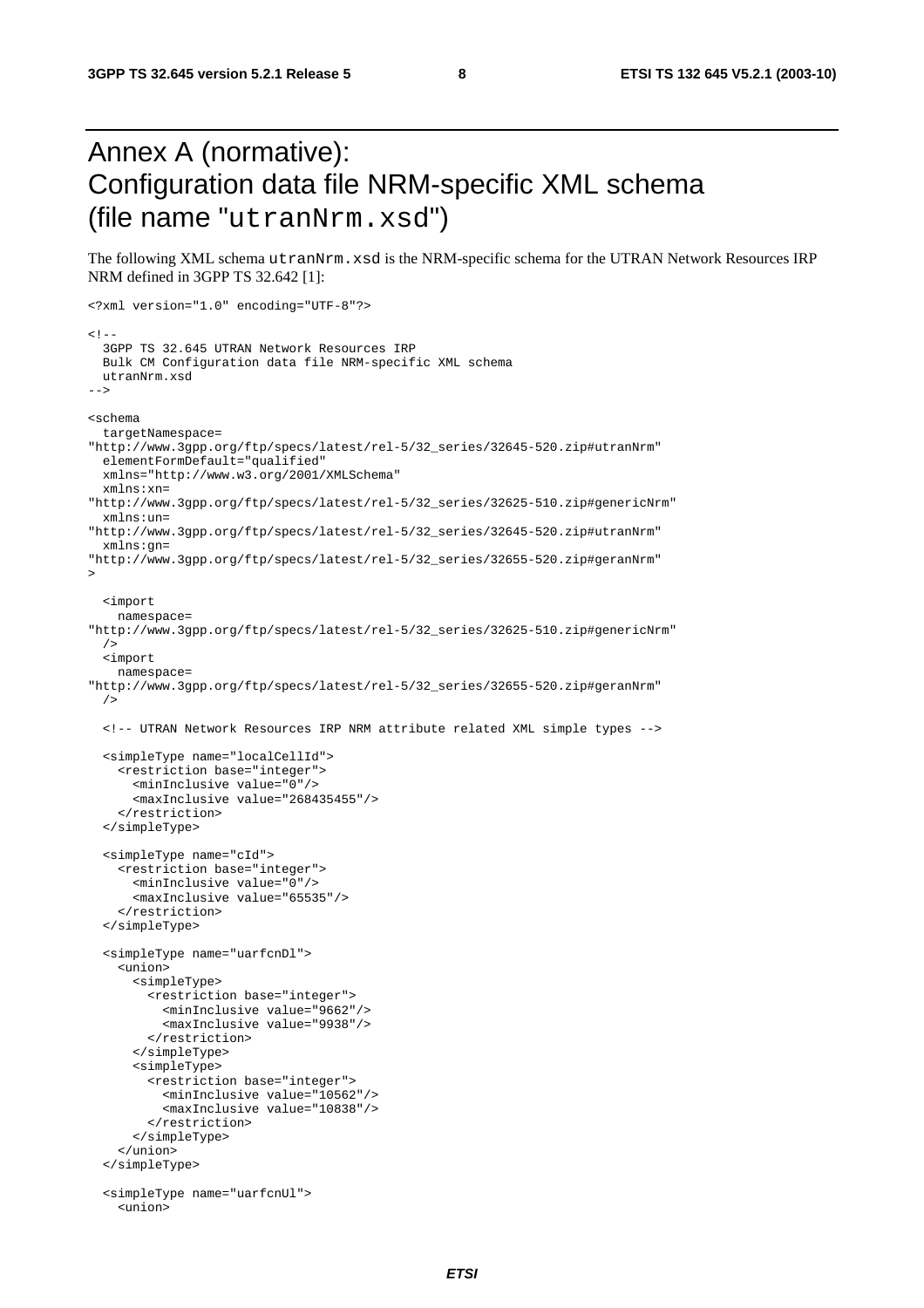# Annex A (normative): Configuration data file NRM-specific XML schema (file name "utranNrm.xsd")

The following XML schema utranNrm.xsd is the NRM-specific schema for the UTRAN Network Resources IRP NRM defined in 3GPP TS 32.642 [1]:

```
<?xml version="1.0" encoding="UTF-8"?>

<!--
  3GPP TS 32.645 UTRAN Network Resources IRP
  Bulk CM Configuration data file NRM-specific XML schema
  utranNrm.xsd
-->

<schema
  targetNamespace=
"http://www.3gpp.org/ftp/specs/latest/rel-5/32_series/32645-520.zip#utranNrm"
  elementFormDefault="qualified"
  xmlns="http://www.w3.org/2001/XMLSchema"
  xmlns:xn=
"http://www.3gpp.org/ftp/specs/latest/rel-5/32_series/32625-510.zip#genericNrm"
  xmlns:un=
"http://www.3gpp.org/ftp/specs/latest/rel-5/32_series/32645-520.zip#utranNrm"
  xmlns:gn=
"http://www.3gpp.org/ftp/specs/latest/rel-5/32_series/32655-520.zip#geranNrm"
>

  <import
    namespace=
"http://www.3gpp.org/ftp/specs/latest/rel-5/32_series/32625-510.zip#genericNrm"
  />
  <import
    namespace=
"http://www.3gpp.org/ftp/specs/latest/rel-5/32_series/32655-520.zip#geranNrm"
  />

  <!-- UTRAN Network Resources IRP NRM attribute related XML simple types -->

  <simpleType name="localCellId">
    <restriction base="integer">
      <minInclusive value="0"/>
      <maxInclusive value="268435455"/>
    </restriction>
  </simpleType>

  <simpleType name="cId">
    <restriction base="integer">
      <minInclusive value="0"/>
      <maxInclusive value="65535"/>
    </restriction>
  </simpleType>

  <simpleType name="uarfcnDl">
    <union>
      <simpleType>
        <restriction base="integer">
          <minInclusive value="9662"/>
          <maxInclusive value="9938"/>
        </restriction>
      </simpleType>
      <simpleType>
        <restriction base="integer">
          <minInclusive value="10562"/>
          <maxInclusive value="10838"/>
        </restriction>
      </simpleType>
    </union>
  </simpleType>

  <simpleType name="uarfcnUl">
    <union>
```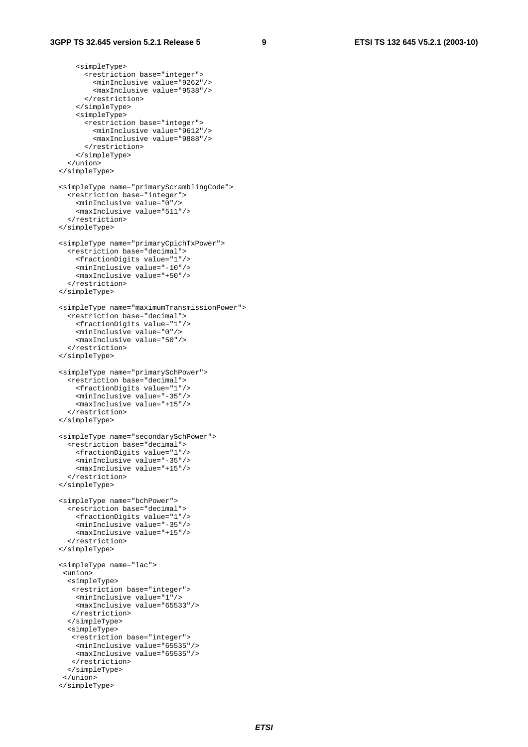```
      <simpleType>
        <restriction base="integer">
          <minInclusive value="9262"/>
          <maxInclusive value="9538"/>
        </restriction>
      </simpleType>
      <simpleType>
        <restriction base="integer">
          <minInclusive value="9612"/>
          <maxInclusive value="9888"/>
        </restriction>
      </simpleType>
    </union>
  </simpleType>

  <simpleType name="primaryScramblingCode">
    <restriction base="integer">
      <minInclusive value="0"/>
      <maxInclusive value="511"/>
    </restriction>
  </simpleType>

  <simpleType name="primaryCpichTxPower">
    <restriction base="decimal">
      <fractionDigits value="1"/>
      <minInclusive value="-10"/>
      <maxInclusive value="+50"/>
    </restriction>
  </simpleType>

  <simpleType name="maximumTransmissionPower">
    <restriction base="decimal">
      <fractionDigits value="1"/>
      <minInclusive value="0"/>
      <maxInclusive value="50"/>
    </restriction>
  </simpleType>

  <simpleType name="primarySchPower">
    <restriction base="decimal">
      <fractionDigits value="1"/>
      <minInclusive value="-35"/>
      <maxInclusive value="+15"/>
    </restriction>
  </simpleType>

  <simpleType name="secondarySchPower">
    <restriction base="decimal">
      <fractionDigits value="1"/>
      <minInclusive value="-35"/>
      <maxInclusive value="+15"/>
    </restriction>
  </simpleType>

  <simpleType name="bchPower">
    <restriction base="decimal">
      <fractionDigits value="1"/>
      <minInclusive value="-35"/>
      <maxInclusive value="+15"/>
    </restriction>
  </simpleType>

  <simpleType name="lac">
   <union>
    <simpleType>
     <restriction base="integer">
      <minInclusive value="1"/>
      <maxInclusive value="65533"/>
     </restriction>
    </simpleType>
    <simpleType>
     <restriction base="integer">
      <minInclusive value="65535"/>
      <maxInclusive value="65535"/>
     </restriction>
    </simpleType>
   </union>
  </simpleType>
```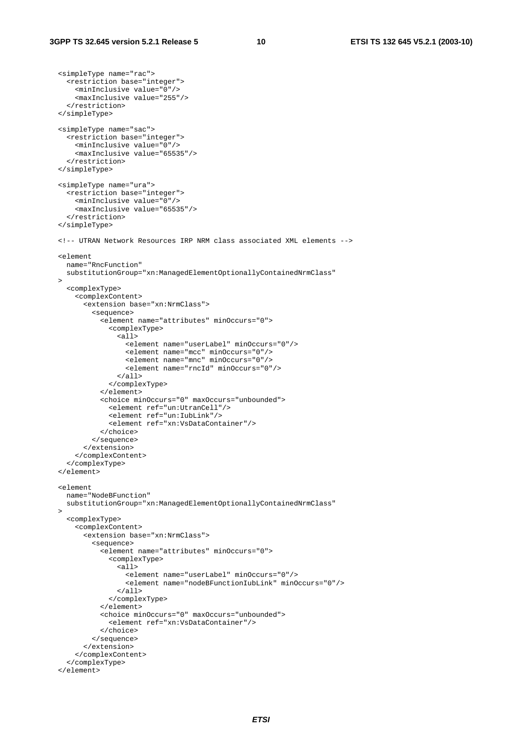```
<simpleType name="rac">
  <restriction base="integer">
    <minInclusive value="0"/>
    <maxInclusive value="255"/>
  </restriction>
</simpleType>

<simpleType name="sac">
  <restriction base="integer">
    <minInclusive value="0"/>
    <maxInclusive value="65535"/>
  </restriction>
</simpleType>

<simpleType name="ura">
  <restriction base="integer">
    <minInclusive value="0"/>
    <maxInclusive value="65535"/>
  </restriction>
</simpleType>

<!-- UTRAN Network Resources IRP NRM class associated XML elements -->

<element
  name="RncFunction"
  substitutionGroup="xn:ManagedElementOptionallyContainedNrmClass"
>
  <complexType>
    <complexContent>
      <extension base="xn:NrmClass">
        <sequence>
          <element name="attributes" minOccurs="0">
            <complexType>
              <all>
                <element name="userLabel" minOccurs="0"/>
                <element name="mcc" minOccurs="0"/>
                <element name="mnc" minOccurs="0"/>
                <element name="rncId" minOccurs="0"/>
              </all>
            </complexType>
          </element>
          <choice minOccurs="0" maxOccurs="unbounded">
            <element ref="un:UtranCell"/>
            <element ref="un:IubLink"/>
            <element ref="xn:VsDataContainer"/>
          </choice>
        </sequence>
      </extension>
    </complexContent>
  </complexType>
</element>

<element
  name="NodeBFunction"
  substitutionGroup="xn:ManagedElementOptionallyContainedNrmClass"
>
  <complexType>
    <complexContent>
      <extension base="xn:NrmClass">
        <sequence>
          <element name="attributes" minOccurs="0">
            <complexType>
              <all>
                <element name="userLabel" minOccurs="0"/>
                <element name="nodeBFunctionIubLink" minOccurs="0"/>
              </all>
            </complexType>
          </element>
          <choice minOccurs="0" maxOccurs="unbounded">
            <element ref="xn:VsDataContainer"/>
          </choice>
        </sequence>
      </extension>
    </complexContent>
  </complexType>
</element>
```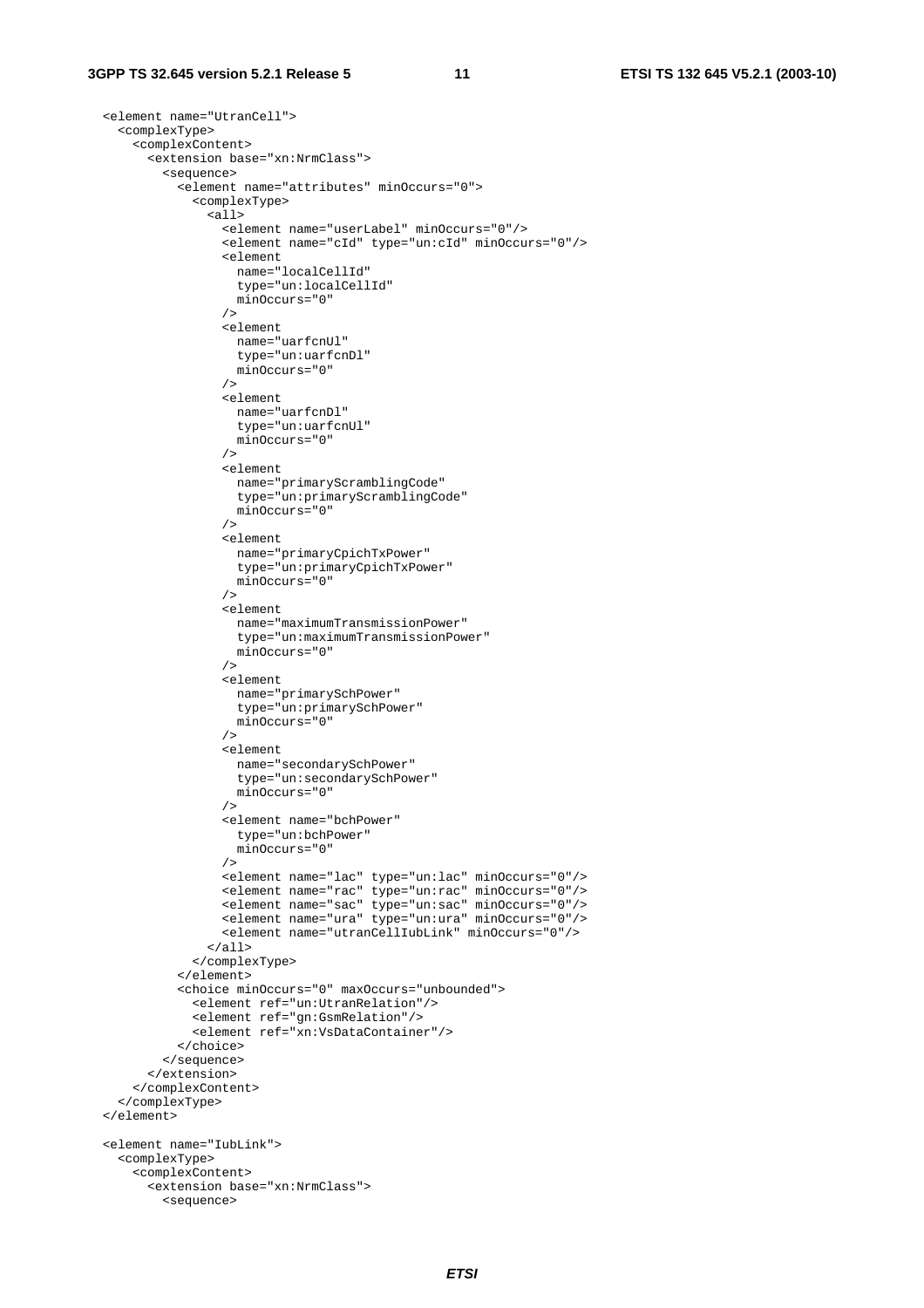```
<element name="UtranCell">
  <complexType>
    <complexContent>
      <extension base="xn:NrmClass">
        <sequence>
          <element name="attributes" minOccurs="0">
            <complexType>
              <all>
                <element name="userLabel" minOccurs="0"/>
                <element name="cId" type="un:cId" minOccurs="0"/>
                <element
                  name="localCellId"
                  type="un:localCellId"
                  minOccurs="0"
                />
                <element
                  name="uarfcnUl"
                  type="un:uarfcnDl"
                  minOccurs="0"
                />
                <element
                  name="uarfcnDl"
                  type="un:uarfcnUl"
                  minOccurs="0"
                />
                <element
                  name="primaryScramblingCode"
                  type="un:primaryScramblingCode"
                  minOccurs="0"
                />
                <element
                  name="primaryCpichTxPower"
                  type="un:primaryCpichTxPower"
                  minOccurs="0"
                />
                <element
                  name="maximumTransmissionPower"
                  type="un:maximumTransmissionPower"
                  minOccurs="0"
                />
                <element
                  name="primarySchPower"
                  type="un:primarySchPower"
                  minOccurs="0"
                />
                <element
                  name="secondarySchPower"
                  type="un:secondarySchPower"
                  minOccurs="0"
                />
                <element name="bchPower"
                  type="un:bchPower"
                  minOccurs="0"
                />
                <element name="lac" type="un:lac" minOccurs="0"/>
                <element name="rac" type="un:rac" minOccurs="0"/>
                <element name="sac" type="un:sac" minOccurs="0"/>
                <element name="ura" type="un:ura" minOccurs="0"/>
                <element name="utranCellIubLink" minOccurs="0"/>
              </all>
            </complexType>
          </element>
          <choice minOccurs="0" maxOccurs="unbounded">
            <element ref="un:UtranRelation"/>
            <element ref="gn:GsmRelation"/>
            <element ref="xn:VsDataContainer"/>
          </choice>
        </sequence>
      </extension>
    </complexContent>
  </complexType>
</element>

<element name="IubLink">
  <complexType>
    <complexContent>
      <extension base="xn:NrmClass">
        <sequence>
```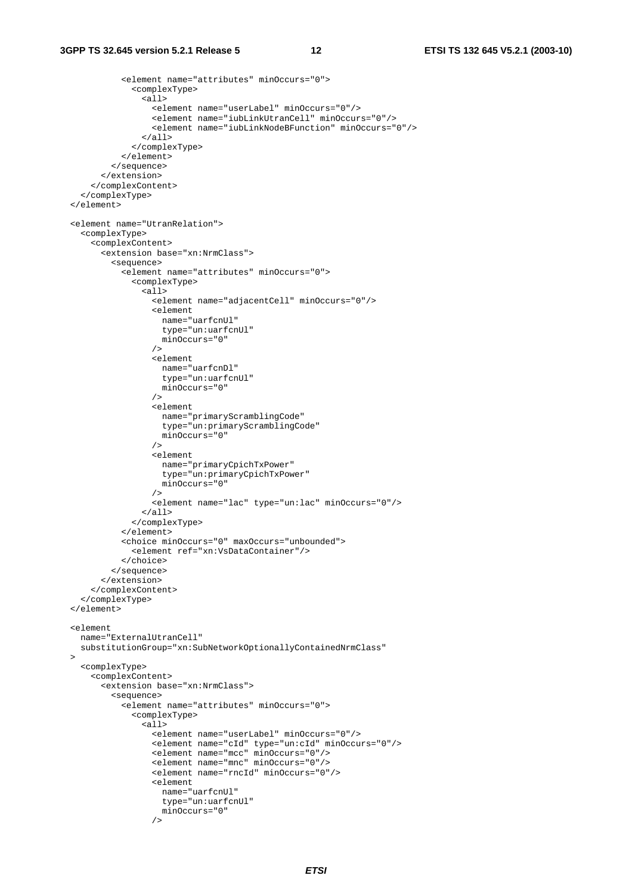```
          <element name="attributes" minOccurs="0">
            <complexType>
              <all>
                <element name="userLabel" minOccurs="0"/>
                <element name="iubLinkUtranCell" minOccurs="0"/>
                <element name="iubLinkNodeBFunction" minOccurs="0"/>
              </all>
            </complexType>
          </element>
        </sequence>
      </extension>
    </complexContent>
  </complexType>
</element>

<element name="UtranRelation">
  <complexType>
    <complexContent>
      <extension base="xn:NrmClass">
        <sequence>
          <element name="attributes" minOccurs="0">
            <complexType>
              <all>
                <element name="adjacentCell" minOccurs="0"/>
                <element
                  name="uarfcnUl"
                  type="un:uarfcnUl"
                  minOccurs="0"
                />
                <element
                  name="uarfcnDl"
                  type="un:uarfcnUl"
                  minOccurs="0"
                />
                <element
                  name="primaryScramblingCode"
                  type="un:primaryScramblingCode"
                  minOccurs="0"
                />
                <element
                  name="primaryCpichTxPower"
                  type="un:primaryCpichTxPower"
                  minOccurs="0"
                />
                <element name="lac" type="un:lac" minOccurs="0"/>
              </all>
            </complexType>
          </element>
          <choice minOccurs="0" maxOccurs="unbounded">
            <element ref="xn:VsDataContainer"/>
          </choice>
        </sequence>
      </extension>
    </complexContent>
  </complexType>
</element>

<element
  name="ExternalUtranCell"
  substitutionGroup="xn:SubNetworkOptionallyContainedNrmClass"
>
  <complexType>
    <complexContent>
      <extension base="xn:NrmClass">
        <sequence>
          <element name="attributes" minOccurs="0">
            <complexType>
              <all>
                <element name="userLabel" minOccurs="0"/>
                <element name="cId" type="un:cId" minOccurs="0"/>
                <element name="mcc" minOccurs="0"/>
                <element name="mnc" minOccurs="0"/>
                <element name="rncId" minOccurs="0"/>
                <element
                  name="uarfcnUl"
                  type="un:uarfcnUl"
                  minOccurs="0"
                />
```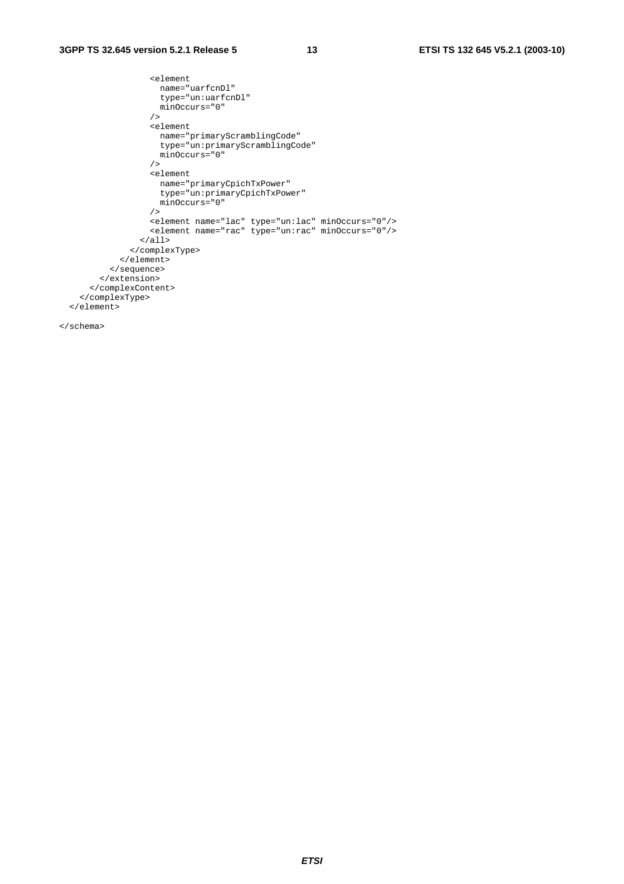```
                <element
                  name="uarfcnDl"
                  type="un:uarfcnDl"
                  minOccurs="0"
                />
                <element
                  name="primaryScramblingCode"
                  type="un:primaryScramblingCode"
                  minOccurs="0"
                />
                <element
                  name="primaryCpichTxPower"
                  type="un:primaryCpichTxPower"
                  minOccurs="0"
                />
                <element name="lac" type="un:lac" minOccurs="0"/>
                <element name="rac" type="un:rac" minOccurs="0"/>
              </all>
            </complexType>
          </element>
        </sequence>
      </extension>
    </complexContent>
  </complexType>
</element>

</schema>
```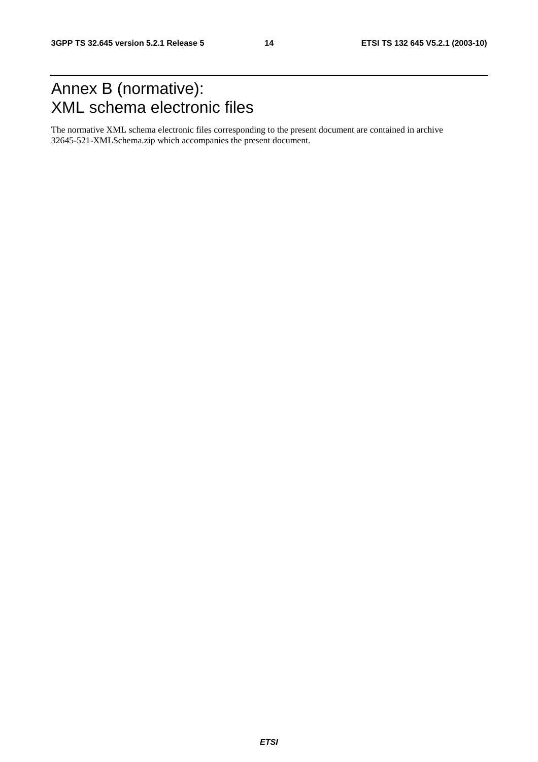# Annex B (normative): XML schema electronic files

The normative XML schema electronic files corresponding to the present document are contained in archive 32645-521-XMLSchema.zip which accompanies the present document.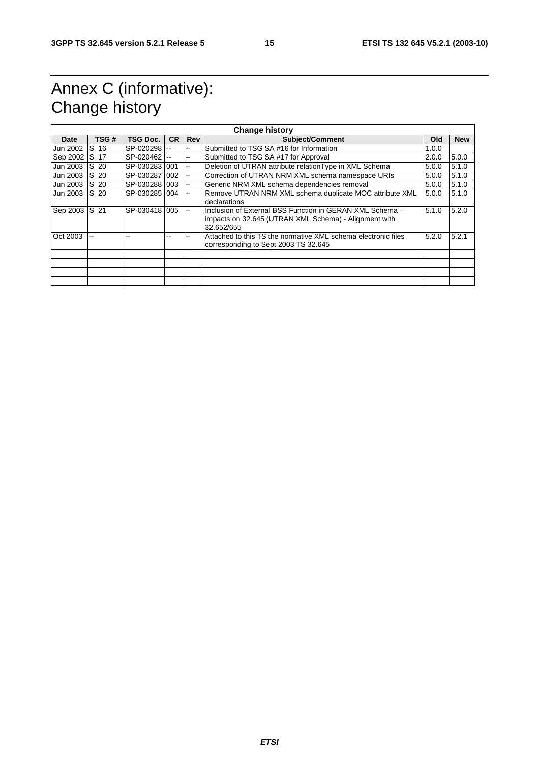# Annex C (informative): Change history

| Change history | | | | | | | |
|---|---|---|---|---|---|---|---|
| **Date** | **TSG #** | **TSG Doc.** | **CR** | **Rev** | **Subject/Comment** | **Old** | **New** |
| Jun 2002 | S_16 | SP-020298 | -- | -- | Submitted to TSG SA #16 for Information | 1.0.0 | |
| Sep 2002 | S_17 | SP-020462 | -- | -- | Submitted to TSG SA #17 for Approval | 2.0.0 | 5.0.0 |
| Jun 2003 | S_20 | SP-030283 | 001 | -- | Deletion of UTRAN attribute relationType in XML Schema | 5.0.0 | 5.1.0 |
| Jun 2003 | S_20 | SP-030287 | 002 | -- | Correction of UTRAN NRM XML schema namespace URIs | 5.0.0 | 5.1.0 |
| Jun 2003 | S_20 | SP-030288 | 003 | -- | Generic NRM XML schema dependencies removal | 5.0.0 | 5.1.0 |
| Jun 2003 | S_20 | SP-030285 | 004 | -- | Remove UTRAN NRM XML schema duplicate MOC attribute XML declarations | 5.0.0 | 5.1.0 |
| Sep 2003 | S_21 | SP-030418 | 005 | -- | Inclusion of External BSS Function in GERAN XML Schema – impacts on 32.645 (UTRAN XML Schema) - Alignment with 32.652/655 | 5.1.0 | 5.2.0 |
| Oct 2003 | -- | -- | -- | -- | Attached to this TS the normative XML schema electronic files corresponding to Sept 2003 TS 32.645 | 5.2.0 | 5.2.1 |
| | | | | | | | |
| | | | | | | | |
| | | | | | | | |
| | | | | | | | |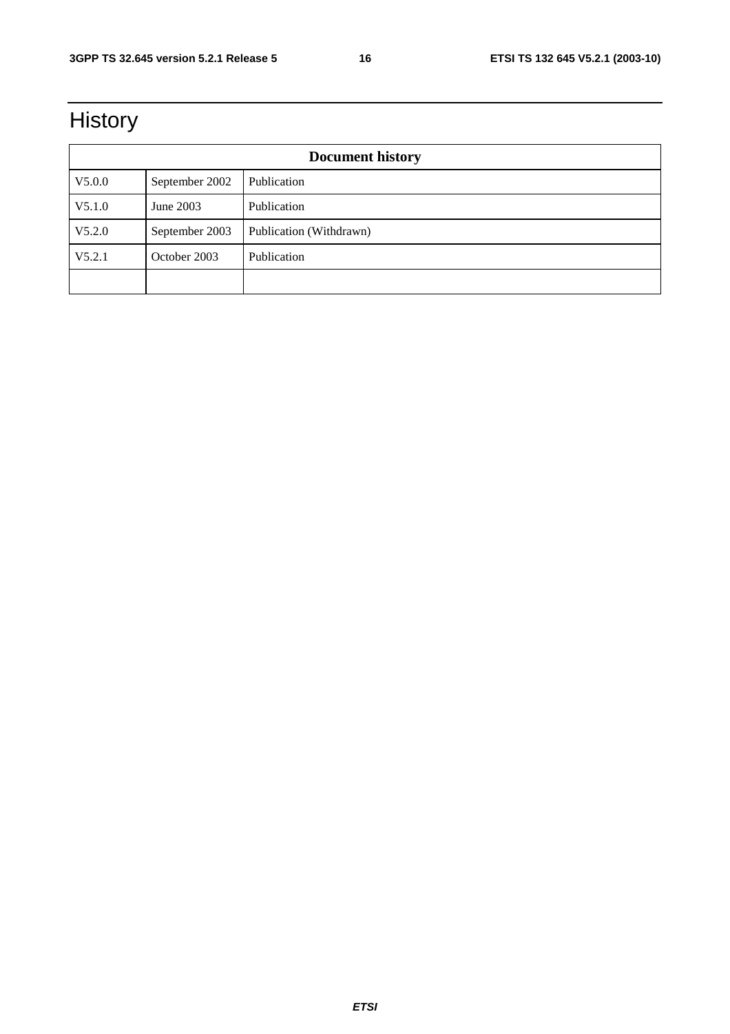# History

| Document history | | |
|---|---|---|
| V5.0.0 | September 2002 | Publication |
| V5.1.0 | June 2003 | Publication |
| V5.2.0 | September 2003 | Publication (Withdrawn) |
| V5.2.1 | October 2003 | Publication |
| | | |